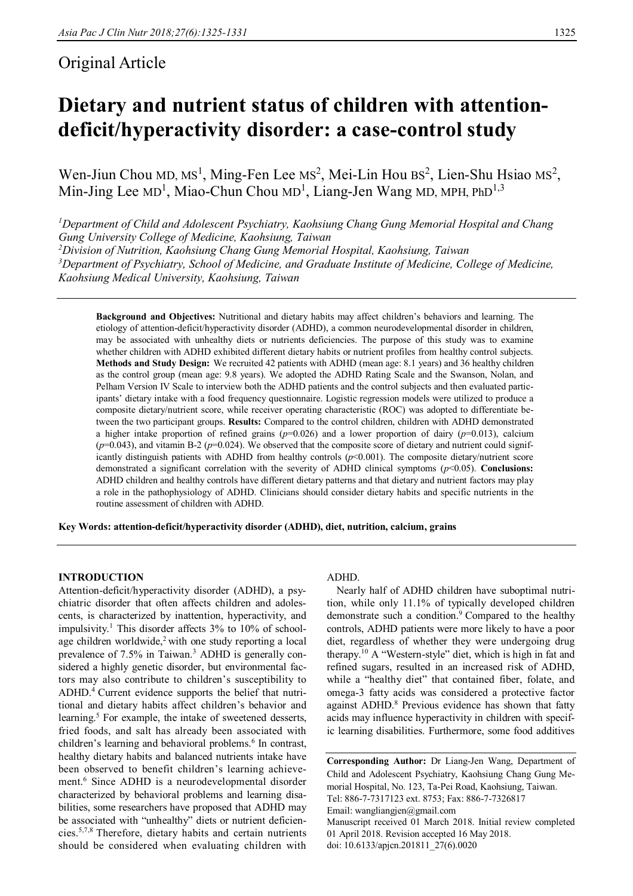Original Article

# Dietary and nutrient status of children with attention-deficit/hyperactivity disorder: a case-control study

Wen-Jiun Chou MD, MS[1], Ming-Fen Lee MS[2], Mei-Lin Hou BS[2], Lien-Shu Hsiao MS[2], Min-Jing Lee MD[1], Miao-Chun Chou MD[1], Liang-Jen Wang MD, MPH, PhD[1,3]

*[1]Department of Child and Adolescent Psychiatry, Kaohsiung Chang Gung Memorial Hospital and Chang Gung University College of Medicine, Kaohsiung, Taiwan*
*[2]Division of Nutrition, Kaohsiung Chang Gung Memorial Hospital, Kaohsiung, Taiwan*
*[3]Department of Psychiatry, School of Medicine, and Graduate Institute of Medicine, College of Medicine, Kaohsiung Medical University, Kaohsiung, Taiwan*

**Background and Objectives:** Nutritional and dietary habits may affect children's behaviors and learning. The etiology of attention-deficit/hyperactivity disorder (ADHD), a common neurodevelopmental disorder in children, may be associated with unhealthy diets or nutrients deficiencies. The purpose of this study was to examine whether children with ADHD exhibited different dietary habits or nutrient profiles from healthy control subjects. **Methods and Study Design:** We recruited 42 patients with ADHD (mean age: 8.1 years) and 36 healthy children as the control group (mean age: 9.8 years). We adopted the ADHD Rating Scale and the Swanson, Nolan, and Pelham Version IV Scale to interview both the ADHD patients and the control subjects and then evaluated participants' dietary intake with a food frequency questionnaire. Logistic regression models were utilized to produce a composite dietary/nutrient score, while receiver operating characteristic (ROC) was adopted to differentiate between the two participant groups. **Results:** Compared to the control children, children with ADHD demonstrated a higher intake proportion of refined grains ($p$=0.026) and a lower proportion of dairy ($p$=0.013), calcium ($p$=0.043), and vitamin B-2 ($p$=0.024). We observed that the composite score of dietary and nutrient could significantly distinguish patients with ADHD from healthy controls ($p$<0.001). The composite dietary/nutrient score demonstrated a significant correlation with the severity of ADHD clinical symptoms ($p$<0.05). **Conclusions:** ADHD children and healthy controls have different dietary patterns and that dietary and nutrient factors may play a role in the pathophysiology of ADHD. Clinicians should consider dietary habits and specific nutrients in the routine assessment of children with ADHD.

**Key Words: attention-deficit/hyperactivity disorder (ADHD), diet, nutrition, calcium, grains**

## INTRODUCTION

Attention-deficit/hyperactivity disorder (ADHD), a psychiatric disorder that often affects children and adolescents, is characterized by inattention, hyperactivity, and impulsivity.[1] This disorder affects 3% to 10% of school-age children worldwide,[2] with one study reporting a local prevalence of 7.5% in Taiwan.[3] ADHD is generally considered a highly genetic disorder, but environmental factors may also contribute to children's susceptibility to ADHD.[4] Current evidence supports the belief that nutritional and dietary habits affect children's behavior and learning.[5] For example, the intake of sweetened desserts, fried foods, and salt has already been associated with children's learning and behavioral problems.[6] In contrast, healthy dietary habits and balanced nutrients intake have been observed to benefit children's learning achievement.[6] Since ADHD is a neurodevelopmental disorder characterized by behavioral problems and learning disabilities, some researchers have proposed that ADHD may be associated with "unhealthy" diets or nutrient deficiencies.[5,7,8] Therefore, dietary habits and certain nutrients should be considered when evaluating children with ADHD.

Nearly half of ADHD children have suboptimal nutrition, while only 11.1% of typically developed children demonstrate such a condition.[9] Compared to the healthy controls, ADHD patients were more likely to have a poor diet, regardless of whether they were undergoing drug therapy.[10] A "Western-style" diet, which is high in fat and refined sugars, resulted in an increased risk of ADHD, while a "healthy diet" that contained fiber, folate, and omega-3 fatty acids was considered a protective factor against ADHD.[8] Previous evidence has shown that fatty acids may influence hyperactivity in children with specific learning disabilities. Furthermore, some food additives

**Corresponding Author:** Dr Liang-Jen Wang, Department of Child and Adolescent Psychiatry, Kaohsiung Chang Gung Memorial Hospital, No. 123, Ta-Pei Road, Kaohsiung, Taiwan.
Tel: 886-7-7317123 ext. 8753; Fax: 886-7-7326817
Email: wangliangjen@gmail.com
Manuscript received 01 March 2018. Initial review completed 01 April 2018. Revision accepted 16 May 2018.
doi: 10.6133/apjcn.201811_27(6).0020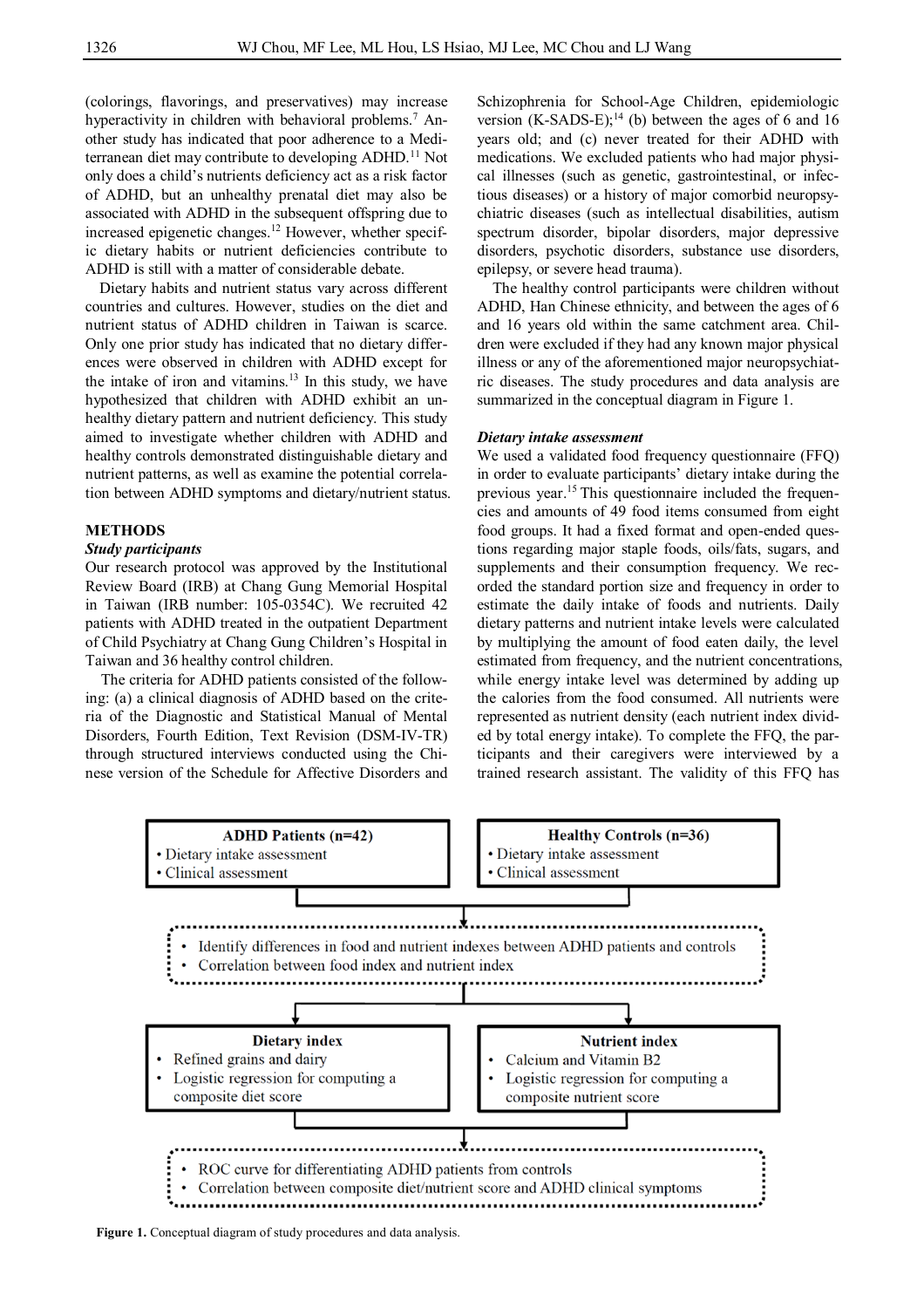(colorings, flavorings, and preservatives) may increase hyperactivity in children with behavioral problems.[7] Another study has indicated that poor adherence to a Mediterranean diet may contribute to developing ADHD.[11] Not only does a child's nutrients deficiency act as a risk factor of ADHD, but an unhealthy prenatal diet may also be associated with ADHD in the subsequent offspring due to increased epigenetic changes.[12] However, whether specific dietary habits or nutrient deficiencies contribute to ADHD is still with a matter of considerable debate.

Dietary habits and nutrient status vary across different countries and cultures. However, studies on the diet and nutrient status of ADHD children in Taiwan is scarce. Only one prior study has indicated that no dietary differences were observed in children with ADHD except for the intake of iron and vitamins.[13] In this study, we have hypothesized that children with ADHD exhibit an unhealthy dietary pattern and nutrient deficiency. This study aimed to investigate whether children with ADHD and healthy controls demonstrated distinguishable dietary and nutrient patterns, as well as examine the potential correlation between ADHD symptoms and dietary/nutrient status.

## METHODS

### *Study participants*

Our research protocol was approved by the Institutional Review Board (IRB) at Chang Gung Memorial Hospital in Taiwan (IRB number: 105-0354C). We recruited 42 patients with ADHD treated in the outpatient Department of Child Psychiatry at Chang Gung Children's Hospital in Taiwan and 36 healthy control children.

The criteria for ADHD patients consisted of the following: (a) a clinical diagnosis of ADHD based on the criteria of the Diagnostic and Statistical Manual of Mental Disorders, Fourth Edition, Text Revision (DSM-IV-TR) through structured interviews conducted using the Chinese version of the Schedule for Affective Disorders and Schizophrenia for School-Age Children, epidemiologic version (K-SADS-E);[14] (b) between the ages of 6 and 16 years old; and (c) never treated for their ADHD with medications. We excluded patients who had major physical illnesses (such as genetic, gastrointestinal, or infectious diseases) or a history of major comorbid neuropsychiatric diseases (such as intellectual disabilities, autism spectrum disorder, bipolar disorders, major depressive disorders, psychotic disorders, substance use disorders, epilepsy, or severe head trauma).

The healthy control participants were children without ADHD, Han Chinese ethnicity, and between the ages of 6 and 16 years old within the same catchment area. Children were excluded if they had any known major physical illness or any of the aforementioned major neuropsychiatric diseases. The study procedures and data analysis are summarized in the conceptual diagram in Figure 1.

### *Dietary intake assessment*

We used a validated food frequency questionnaire (FFQ) in order to evaluate participants' dietary intake during the previous year.[15] This questionnaire included the frequencies and amounts of 49 food items consumed from eight food groups. It had a fixed format and open-ended questions regarding major staple foods, oils/fats, sugars, and supplements and their consumption frequency. We recorded the standard portion size and frequency in order to estimate the daily intake of foods and nutrients. Daily dietary patterns and nutrient intake levels were calculated by multiplying the amount of food eaten daily, the level estimated from frequency, and the nutrient concentrations, while energy intake level was determined by adding up the calories from the food consumed. All nutrients were represented as nutrient density (each nutrient index divided by total energy intake). To complete the FFQ, the participants and their caregivers were interviewed by a trained research assistant. The validity of this FFQ has

**ADHD Patients (n=42)**
- Dietary intake assessment
- Clinical assessment

**Healthy Controls (n=36)**
- Dietary intake assessment
- Clinical assessment

- Identify differences in food and nutrient indexes between ADHD patients and controls
- Correlation between food index and nutrient index

**Dietary index**
- Refined grains and dairy
- Logistic regression for computing a composite diet score

**Nutrient index**
- Calcium and Vitamin B2
- Logistic regression for computing a composite nutrient score

- ROC curve for differentiating ADHD patients from controls
- Correlation between composite diet/nutrient score and ADHD clinical symptoms

**Figure 1.** Conceptual diagram of study procedures and data analysis.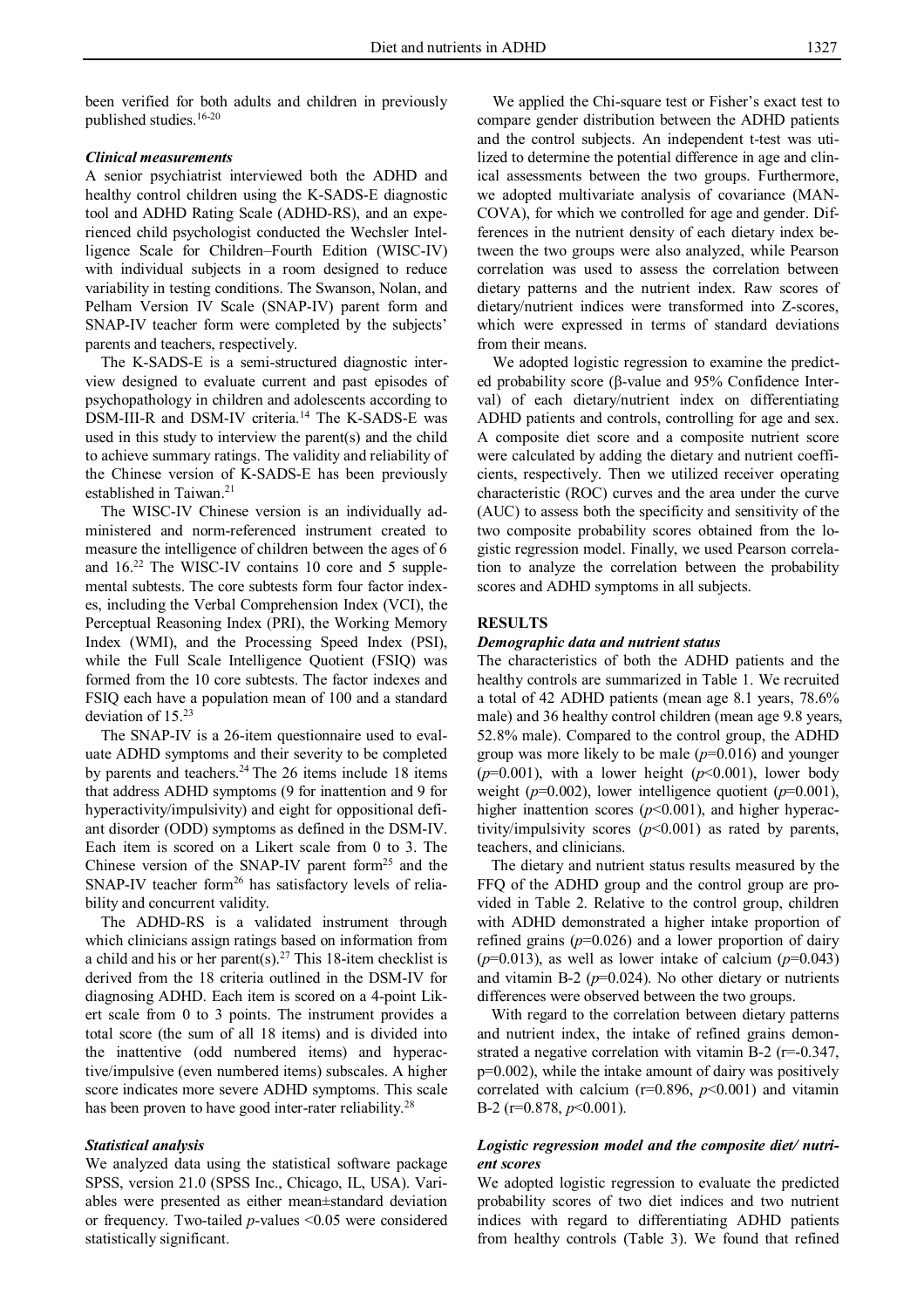been verified for both adults and children in previously published studies.[16-20]

### *Clinical measurements*

A senior psychiatrist interviewed both the ADHD and healthy control children using the K-SADS-E diagnostic tool and ADHD Rating Scale (ADHD-RS), and an experienced child psychologist conducted the Wechsler Intelligence Scale for Children–Fourth Edition (WISC-IV) with individual subjects in a room designed to reduce variability in testing conditions. The Swanson, Nolan, and Pelham Version IV Scale (SNAP-IV) parent form and SNAP-IV teacher form were completed by the subjects' parents and teachers, respectively.

The K-SADS-E is a semi-structured diagnostic interview designed to evaluate current and past episodes of psychopathology in children and adolescents according to DSM-III-R and DSM-IV criteria.[14] The K-SADS-E was used in this study to interview the parent(s) and the child to achieve summary ratings. The validity and reliability of the Chinese version of K-SADS-E has been previously established in Taiwan.[21]

The WISC-IV Chinese version is an individually administered and norm-referenced instrument created to measure the intelligence of children between the ages of 6 and 16.[22] The WISC-IV contains 10 core and 5 supplemental subtests. The core subtests form four factor indexes, including the Verbal Comprehension Index (VCI), the Perceptual Reasoning Index (PRI), the Working Memory Index (WMI), and the Processing Speed Index (PSI), while the Full Scale Intelligence Quotient (FSIQ) was formed from the 10 core subtests. The factor indexes and FSIQ each have a population mean of 100 and a standard deviation of 15.[23]

The SNAP-IV is a 26-item questionnaire used to evaluate ADHD symptoms and their severity to be completed by parents and teachers.[24] The 26 items include 18 items that address ADHD symptoms (9 for inattention and 9 for hyperactivity/impulsivity) and eight for oppositional defiant disorder (ODD) symptoms as defined in the DSM-IV. Each item is scored on a Likert scale from 0 to 3. The Chinese version of the SNAP-IV parent form[25] and the SNAP-IV teacher form[26] has satisfactory levels of reliability and concurrent validity.

The ADHD-RS is a validated instrument through which clinicians assign ratings based on information from a child and his or her parent(s).[27] This 18-item checklist is derived from the 18 criteria outlined in the DSM-IV for diagnosing ADHD. Each item is scored on a 4-point Likert scale from 0 to 3 points. The instrument provides a total score (the sum of all 18 items) and is divided into the inattentive (odd numbered items) and hyperactive/impulsive (even numbered items) subscales. A higher score indicates more severe ADHD symptoms. This scale has been proven to have good inter-rater reliability.[28]

### *Statistical analysis*

We analyzed data using the statistical software package SPSS, version 21.0 (SPSS Inc., Chicago, IL, USA). Variables were presented as either mean±standard deviation or frequency. Two-tailed $p$-values <0.05 were considered statistically significant.

We applied the Chi-square test or Fisher's exact test to compare gender distribution between the ADHD patients and the control subjects. An independent t-test was utilized to determine the potential difference in age and clinical assessments between the two groups. Furthermore, we adopted multivariate analysis of covariance (MANCOVA), for which we controlled for age and gender. Differences in the nutrient density of each dietary index between the two groups were also analyzed, while Pearson correlation was used to assess the correlation between dietary patterns and the nutrient index. Raw scores of dietary/nutrient indices were transformed into Z-scores, which were expressed in terms of standard deviations from their means.

We adopted logistic regression to examine the predicted probability score (β-value and 95% Confidence Interval) of each dietary/nutrient index on differentiating ADHD patients and controls, controlling for age and sex. A composite diet score and a composite nutrient score were calculated by adding the dietary and nutrient coefficients, respectively. Then we utilized receiver operating characteristic (ROC) curves and the area under the curve (AUC) to assess both the specificity and sensitivity of the two composite probability scores obtained from the logistic regression model. Finally, we used Pearson correlation to analyze the correlation between the probability scores and ADHD symptoms in all subjects.

## RESULTS

### *Demographic data and nutrient status*

The characteristics of both the ADHD patients and the healthy controls are summarized in Table 1. We recruited a total of 42 ADHD patients (mean age 8.1 years, 78.6% male) and 36 healthy control children (mean age 9.8 years, 52.8% male). Compared to the control group, the ADHD group was more likely to be male ($p$=0.016) and younger ($p$=0.001), with a lower height ($p$<0.001), lower body weight ($p$=0.002), lower intelligence quotient ($p$=0.001), higher inattention scores ($p$<0.001), and higher hyperactivity/impulsivity scores ($p$<0.001) as rated by parents, teachers, and clinicians.

The dietary and nutrient status results measured by the FFQ of the ADHD group and the control group are provided in Table 2. Relative to the control group, children with ADHD demonstrated a higher intake proportion of refined grains ($p$=0.026) and a lower proportion of dairy ($p$=0.013), as well as lower intake of calcium ($p$=0.043) and vitamin B-2 ($p$=0.024). No other dietary or nutrients differences were observed between the two groups.

With regard to the correlation between dietary patterns and nutrient index, the intake of refined grains demonstrated a negative correlation with vitamin B-2 (r=-0.347, p=0.002), while the intake amount of dairy was positively correlated with calcium (r=0.896, $p$<0.001) and vitamin B-2 (r=0.878, $p$<0.001).

### *Logistic regression model and the composite diet/ nutrient scores*

We adopted logistic regression to evaluate the predicted probability scores of two diet indices and two nutrient indices with regard to differentiating ADHD patients from healthy controls (Table 3). We found that refined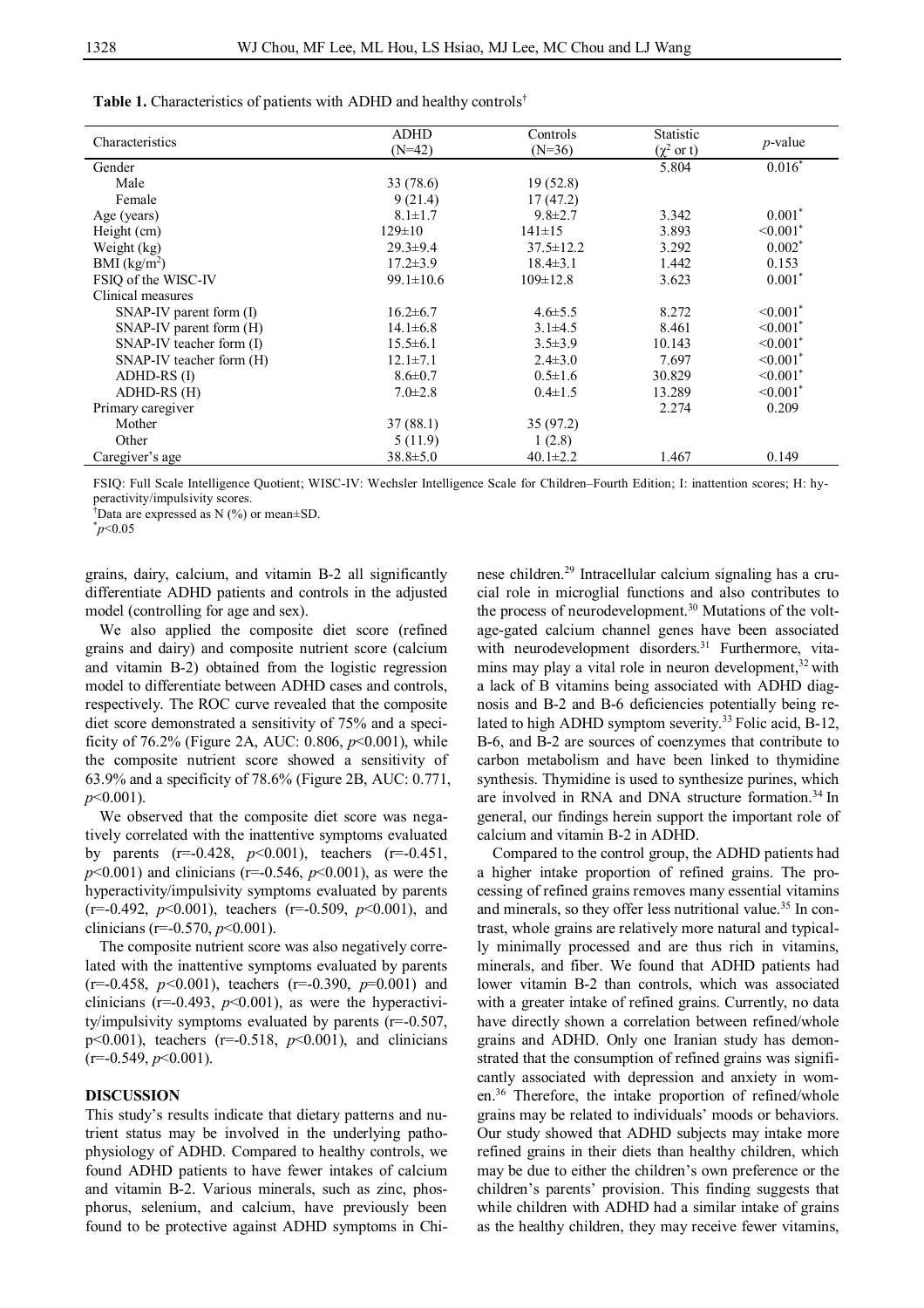**Table 1.** Characteristics of patients with ADHD and healthy controls[†]

| Characteristics | ADHD (N=42) | Controls (N=36) | Statistic ($\chi^2$ or t) | *p*-value |
|---|---|---|---|---|
| Gender | | | 5.804 | 0.016[*] |
| Male | 33 (78.6) | 19 (52.8) | | |
| Female | 9 (21.4) | 17 (47.2) | | |
| Age (years) | 8.1±1.7 | 9.8±2.7 | 3.342 | 0.001[*] |
| Height (cm) | 129±10 | 141±15 | 3.893 | <0.001[*] |
| Weight (kg) | 29.3±9.4 | 37.5±12.2 | 3.292 | 0.002[*] |
| BMI (kg/m$^2$) | 17.2±3.9 | 18.4±3.1 | 1.442 | 0.153 |
| FSIQ of the WISC-IV | 99.1±10.6 | 109±12.8 | 3.623 | 0.001[*] |
| Clinical measures | | | | |
| SNAP-IV parent form (I) | 16.2±6.7 | 4.6±5.5 | 8.272 | <0.001[*] |
| SNAP-IV parent form (H) | 14.1±6.8 | 3.1±4.5 | 8.461 | <0.001[*] |
| SNAP-IV teacher form (I) | 15.5±6.1 | 3.5±3.9 | 10.143 | <0.001[*] |
| SNAP-IV teacher form (H) | 12.1±7.1 | 2.4±3.0 | 7.697 | <0.001[*] |
| ADHD-RS (I) | 8.6±0.7 | 0.5±1.6 | 30.829 | <0.001[*] |
| ADHD-RS (H) | 7.0±2.8 | 0.4±1.5 | 13.289 | <0.001[*] |
| Primary caregiver | | | 2.274 | 0.209 |
| Mother | 37 (88.1) | 35 (97.2) | | |
| Other | 5 (11.9) | 1 (2.8) | | |
| Caregiver's age | 38.8±5.0 | 40.1±2.2 | 1.467 | 0.149 |

FSIQ: Full Scale Intelligence Quotient; WISC-IV: Wechsler Intelligence Scale for Children–Fourth Edition; I: inattention scores; H: hyperactivity/impulsivity scores.
[†]Data are expressed as N (%) or mean±SD.
[*]$p<0.05$

grains, dairy, calcium, and vitamin B-2 all significantly differentiate ADHD patients and controls in the adjusted model (controlling for age and sex).

We also applied the composite diet score (refined grains and dairy) and composite nutrient score (calcium and vitamin B-2) obtained from the logistic regression model to differentiate between ADHD cases and controls, respectively. The ROC curve revealed that the composite diet score demonstrated a sensitivity of 75% and a specificity of 76.2% (Figure 2A, AUC: 0.806, $p<0.001$), while the composite nutrient score showed a sensitivity of 63.9% and a specificity of 78.6% (Figure 2B, AUC: 0.771, $p<0.001$).

We observed that the composite diet score was negatively correlated with the inattentive symptoms evaluated by parents (r=-0.428, $p<0.001$), teachers (r=-0.451, $p<0.001$) and clinicians (r=-0.546, $p<0.001$), as were the hyperactivity/impulsivity symptoms evaluated by parents (r=-0.492, $p<0.001$), teachers (r=-0.509, $p<0.001$), and clinicians (r=-0.570, $p<0.001$).

The composite nutrient score was also negatively correlated with the inattentive symptoms evaluated by parents (r=-0.458, $p<0.001$), teachers (r=-0.390, $p=0.001$) and clinicians (r=-0.493, $p<0.001$), as were the hyperactivity/impulsivity symptoms evaluated by parents (r=-0.507, $p<0.001$), teachers (r=-0.518, $p<0.001$), and clinicians (r=-0.549, $p<0.001$).

## DISCUSSION

This study's results indicate that dietary patterns and nutrient status may be involved in the underlying pathophysiology of ADHD. Compared to healthy controls, we found ADHD patients to have fewer intakes of calcium and vitamin B-2. Various minerals, such as zinc, phosphorus, selenium, and calcium, have previously been found to be protective against ADHD symptoms in Chinese children.[29] Intracellular calcium signaling has a crucial role in microglial functions and also contributes to the process of neurodevelopment.[30] Mutations of the voltage-gated calcium channel genes have been associated with neurodevelopment disorders.[31] Furthermore, vitamins may play a vital role in neuron development,[32] with a lack of B vitamins being associated with ADHD diagnosis and B-2 and B-6 deficiencies potentially being related to high ADHD symptom severity.[33] Folic acid, B-12, B-6, and B-2 are sources of coenzymes that contribute to carbon metabolism and have been linked to thymidine synthesis. Thymidine is used to synthesize purines, which are involved in RNA and DNA structure formation.[34] In general, our findings herein support the important role of calcium and vitamin B-2 in ADHD.

Compared to the control group, the ADHD patients had a higher intake proportion of refined grains. The processing of refined grains removes many essential vitamins and minerals, so they offer less nutritional value.[35] In contrast, whole grains are relatively more natural and typically minimally processed and are thus rich in vitamins, minerals, and fiber. We found that ADHD patients had lower vitamin B-2 than controls, which was associated with a greater intake of refined grains. Currently, no data have directly shown a correlation between refined/whole grains and ADHD. Only one Iranian study has demonstrated that the consumption of refined grains was significantly associated with depression and anxiety in women.[36] Therefore, the intake proportion of refined/whole grains may be related to individuals' moods or behaviors. Our study showed that ADHD subjects may intake more refined grains in their diets than healthy children, which may be due to either the children's own preference or the children's parents' provision. This finding suggests that while children with ADHD had a similar intake of grains as the healthy children, they may receive fewer vitamins,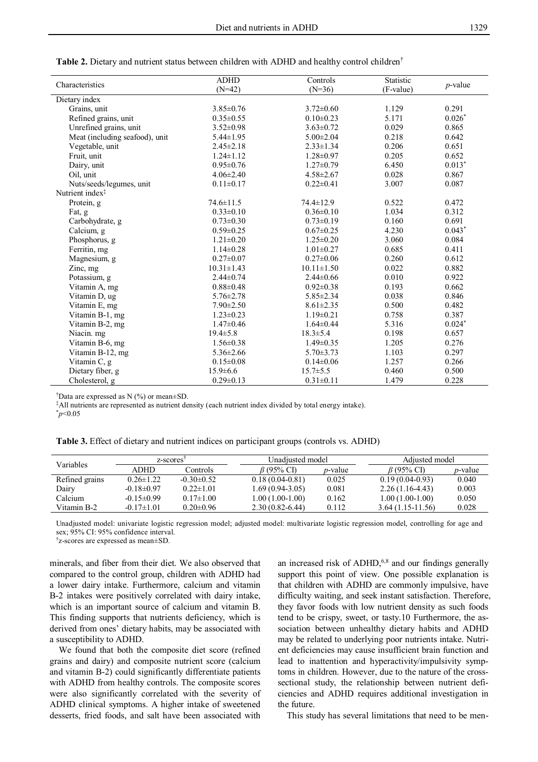**Table 2.** Dietary and nutrient status between children with ADHD and healthy control children†

| Characteristics | ADHD (N=42) | Controls (N=36) | Statistic (F-value) | *p*-value |
|---|---|---|---|---|
| Dietary index | | | | |
| Grains, unit | 3.85±0.76 | 3.72±0.60 | 1.129 | 0.291 |
| Refined grains, unit | 0.35±0.55 | 0.10±0.23 | 5.171 | 0.026* |
| Unrefined grains, unit | 3.52±0.98 | 3.63±0.72 | 0.029 | 0.865 |
| Meat (including seafood), unit | 5.44±1.95 | 5.00±2.04 | 0.218 | 0.642 |
| Vegetable, unit | 2.45±2.18 | 2.33±1.34 | 0.206 | 0.651 |
| Fruit, unit | 1.24±1.12 | 1.28±0.97 | 0.205 | 0.652 |
| Dairy, unit | 0.95±0.76 | 1.27±0.79 | 6.450 | 0.013* |
| Oil, unit | 4.06±2.40 | 4.58±2.67 | 0.028 | 0.867 |
| Nuts/seeds/legumes, unit | 0.11±0.17 | 0.22±0.41 | 3.007 | 0.087 |
| Nutrient index‡ | | | | |
| Protein, g | 74.6±11.5 | 74.4±12.9 | 0.522 | 0.472 |
| Fat, g | 0.33±0.10 | 0.36±0.10 | 1.034 | 0.312 |
| Carbohydrate, g | 0.73±0.30 | 0.73±0.19 | 0.160 | 0.691 |
| Calcium, g | 0.59±0.25 | 0.67±0.25 | 4.230 | 0.043* |
| Phosphorus, g | 1.21±0.20 | 1.25±0.20 | 3.060 | 0.084 |
| Ferritin, mg | 1.14±0.28 | 1.01±0.27 | 0.685 | 0.411 |
| Magnesium, g | 0.27±0.07 | 0.27±0.06 | 0.260 | 0.612 |
| Zinc, mg | 10.31±1.43 | 10.11±1.50 | 0.022 | 0.882 |
| Potassium, g | 2.44±0.74 | 2.44±0.66 | 0.010 | 0.922 |
| Vitamin A, mg | 0.88±0.48 | 0.92±0.38 | 0.193 | 0.662 |
| Vitamin D, ug | 5.76±2.78 | 5.85±2.34 | 0.038 | 0.846 |
| Vitamin E, mg | 7.90±2.50 | 8.61±2.35 | 0.500 | 0.482 |
| Vitamin B-1, mg | 1.23±0.23 | 1.19±0.21 | 0.758 | 0.387 |
| Vitamin B-2, mg | 1.47±0.46 | 1.64±0.44 | 5.316 | 0.024* |
| Niacin. mg | 19.4±5.8 | 18.3±5.4 | 0.198 | 0.657 |
| Vitamin B-6, mg | 1.56±0.38 | 1.49±0.35 | 1.205 | 0.276 |
| Vitamin B-12, mg | 5.36±2.66 | 5.70±3.73 | 1.103 | 0.297 |
| Vitamin C, g | 0.15±0.08 | 0.14±0.06 | 1.257 | 0.266 |
| Dietary fiber, g | 15.9±6.6 | 15.7±5.5 | 0.460 | 0.500 |
| Cholesterol, g | 0.29±0.13 | 0.31±0.11 | 1.479 | 0.228 |

†Data are expressed as N (%) or mean±SD.
‡All nutrients are represented as nutrient density (each nutrient index divided by total energy intake).
*$p<0.05$

**Table 3.** Effect of dietary and nutrient indices on participant groups (controls vs. ADHD)

| Variables | z-scores† | | Unadjusted model | | Adjusted model | |
|---|---|---|---|---|---|---|
| | ADHD | Controls | *β* (95% CI) | *p*-value | *β* (95% CI) | *p*-value |
| Refined grains | 0.26±1.22 | -0.30±0.52 | 0.18 (0.04-0.81) | 0.025 | 0.19 (0.04-0.93) | 0.040 |
| Dairy | -0.18±0.97 | 0.22±1.01 | 1.69 (0.94-3.05) | 0.081 | 2.26 (1.16-4.43) | 0.003 |
| Calcium | -0.15±0.99 | 0.17±1.00 | 1.00 (1.00-1.00) | 0.162 | 1.00 (1.00-1.00) | 0.050 |
| Vitamin B-2 | -0.17±1.01 | 0.20±0.96 | 2.30 (0.82-6.44) | 0.112 | 3.64 (1.15-11.56) | 0.028 |

Unadjusted model: univariate logistic regression model; adjusted model: multivariate logistic regression model, controlling for age and sex; 95% CI: 95% confidence interval.
†z-scores are expressed as mean±SD.

minerals, and fiber from their diet. We also observed that compared to the control group, children with ADHD had a lower dairy intake. Furthermore, calcium and vitamin B-2 intakes were positively correlated with dairy intake, which is an important source of calcium and vitamin B. This finding supports that nutrients deficiency, which is derived from ones' dietary habits, may be associated with a susceptibility to ADHD.

We found that both the composite diet score (refined grains and dairy) and composite nutrient score (calcium and vitamin B-2) could significantly differentiate patients with ADHD from healthy controls. The composite scores were also significantly correlated with the severity of ADHD clinical symptoms. A higher intake of sweetened desserts, fried foods, and salt have been associated with an increased risk of ADHD,[6,8] and our findings generally support this point of view. One possible explanation is that children with ADHD are commonly impulsive, have difficulty waiting, and seek instant satisfaction. Therefore, they favor foods with low nutrient density as such foods tend to be crispy, sweet, or tasty.10 Furthermore, the association between unhealthy dietary habits and ADHD may be related to underlying poor nutrients intake. Nutrient deficiencies may cause insufficient brain function and lead to inattention and hyperactivity/impulsivity symptoms in children. However, due to the nature of the cross-sectional study, the relationship between nutrient deficiencies and ADHD requires additional investigation in the future.

This study has several limitations that need to be men-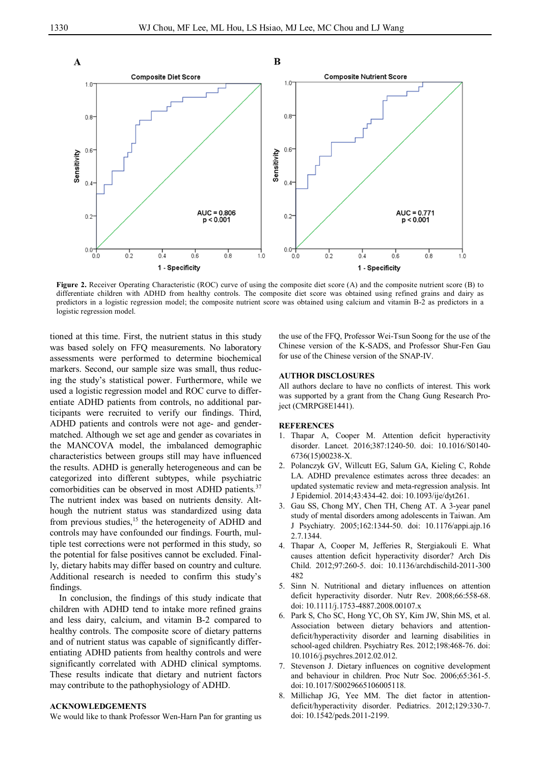**Figure 2.** Receiver Operating Characteristic (ROC) curve of using the composite diet score (A) and the composite nutrient score (B) to differentiate children with ADHD from healthy controls. The composite diet score was obtained using refined grains and dairy as predictors in a logistic regression model; the composite nutrient score was obtained using calcium and vitamin B-2 as predictors in a logistic regression model.

tioned at this time. First, the nutrient status in this study was based solely on FFQ measurements. No laboratory assessments were performed to determine biochemical markers. Second, our sample size was small, thus reducing the study's statistical power. Furthermore, while we used a logistic regression model and ROC curve to differentiate ADHD patients from controls, no additional participants were recruited to verify our findings. Third, ADHD patients and controls were not age- and gender-matched. Although we set age and gender as covariates in the MANCOVA model, the imbalanced demographic characteristics between groups still may have influenced the results. ADHD is generally heterogeneous and can be categorized into different subtypes, while psychiatric comorbidities can be observed in most ADHD patients.[37] The nutrient index was based on nutrients density. Although the nutrient status was standardized using data from previous studies,[15] the heterogeneity of ADHD and controls may have confounded our findings. Fourth, multiple test corrections were not performed in this study, so the potential for false positives cannot be excluded. Finally, dietary habits may differ based on country and culture. Additional research is needed to confirm this study's findings.

In conclusion, the findings of this study indicate that children with ADHD tend to intake more refined grains and less dairy, calcium, and vitamin B-2 compared to healthy controls. The composite score of dietary patterns and of nutrient status was capable of significantly differentiating ADHD patients from healthy controls and were significantly correlated with ADHD clinical symptoms. These results indicate that dietary and nutrient factors may contribute to the pathophysiology of ADHD.

## ACKNOWLEDGEMENTS

We would like to thank Professor Wen-Harn Pan for granting us the use of the FFQ, Professor Wei-Tsun Soong for the use of the Chinese version of the K-SADS, and Professor Shur-Fen Gau for use of the Chinese version of the SNAP-IV.

## AUTHOR DISCLOSURES

All authors declare to have no conflicts of interest. This work was supported by a grant from the Chang Gung Research Project (CMRPG8E1441).

## REFERENCES

1. Thapar A, Cooper M. Attention deficit hyperactivity disorder. Lancet. 2016;387:1240-50. doi: 10.1016/S0140-6736(15)00238-X.
2. Polanczyk GV, Willcutt EG, Salum GA, Kieling C, Rohde LA. ADHD prevalence estimates across three decades: an updated systematic review and meta-regression analysis. Int J Epidemiol. 2014;43:434-42. doi: 10.1093/ije/dyt261.
3. Gau SS, Chong MY, Chen TH, Cheng AT. A 3-year panel study of mental disorders among adolescents in Taiwan. Am J Psychiatry. 2005;162:1344-50. doi: 10.1176/appi.ajp.162.7.1344.
4. Thapar A, Cooper M, Jefferies R, Stergiakouli E. What causes attention deficit hyperactivity disorder? Arch Dis Child. 2012;97:260-5. doi: 10.1136/archdischild-2011-300482
5. Sinn N. Nutritional and dietary influences on attention deficit hyperactivity disorder. Nutr Rev. 2008;66:558-68. doi: 10.1111/j.1753-4887.2008.00107.x
6. Park S, Cho SC, Hong YC, Oh SY, Kim JW, Shin MS, et al. Association between dietary behaviors and attention-deficit/hyperactivity disorder and learning disabilities in school-aged children. Psychiatry Res. 2012;198:468-76. doi: 10.1016/j.psychres.2012.02.012.
7. Stevenson J. Dietary influences on cognitive development and behaviour in children. Proc Nutr Soc. 2006;65:361-5. doi: 10.1017/S0029665106005118.
8. Millichap JG, Yee MM. The diet factor in attention-deficit/hyperactivity disorder. Pediatrics. 2012;129:330-7. doi: 10.1542/peds.2011-2199.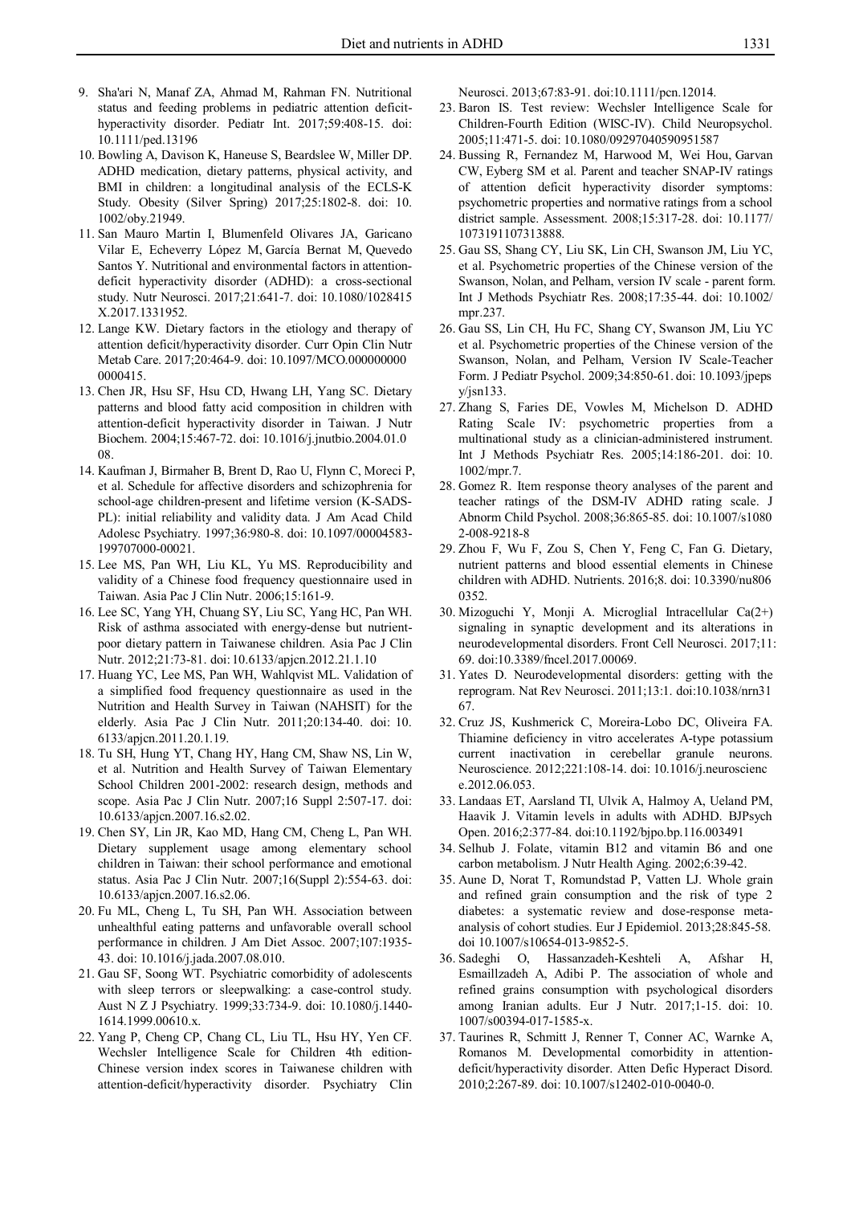9. Sha'ari N, Manaf ZA, Ahmad M, Rahman FN. Nutritional status and feeding problems in pediatric attention deficit-hyperactivity disorder. Pediatr Int. 2017;59:408-15. doi: 10.1111/ped.13196
10. Bowling A, Davison K, Haneuse S, Beardslee W, Miller DP. ADHD medication, dietary patterns, physical activity, and BMI in children: a longitudinal analysis of the ECLS-K Study. Obesity (Silver Spring) 2017;25:1802-8. doi: 10. 1002/oby.21949.
11. San Mauro Martin I, Blumenfeld Olivares JA, Garicano Vilar E, Echeverry López M, García Bernat M, Quevedo Santos Y. Nutritional and environmental factors in attention-deficit hyperactivity disorder (ADHD): a cross-sectional study. Nutr Neurosci. 2017;21:641-7. doi: 10.1080/1028415 X.2017.1331952.
12. Lange KW. Dietary factors in the etiology and therapy of attention deficit/hyperactivity disorder. Curr Opin Clin Nutr Metab Care. 2017;20:464-9. doi: 10.1097/MCO.000000000 0000415.
13. Chen JR, Hsu SF, Hsu CD, Hwang LH, Yang SC. Dietary patterns and blood fatty acid composition in children with attention-deficit hyperactivity disorder in Taiwan. J Nutr Biochem. 2004;15:467-72. doi: 10.1016/j.jnutbio.2004.01.0 08.
14. Kaufman J, Birmaher B, Brent D, Rao U, Flynn C, Moreci P, et al. Schedule for affective disorders and schizophrenia for school-age children-present and lifetime version (K-SADS-PL): initial reliability and validity data. J Am Acad Child Adolesc Psychiatry. 1997;36:980-8. doi: 10.1097/00004583-199707000-00021.
15. Lee MS, Pan WH, Liu KL, Yu MS. Reproducibility and validity of a Chinese food frequency questionnaire used in Taiwan. Asia Pac J Clin Nutr. 2006;15:161-9.
16. Lee SC, Yang YH, Chuang SY, Liu SC, Yang HC, Pan WH. Risk of asthma associated with energy-dense but nutrient-poor dietary pattern in Taiwanese children. Asia Pac J Clin Nutr. 2012;21:73-81. doi: 10.6133/apjcn.2012.21.1.10
17. Huang YC, Lee MS, Pan WH, Wahlqvist ML. Validation of a simplified food frequency questionnaire as used in the Nutrition and Health Survey in Taiwan (NAHSIT) for the elderly. Asia Pac J Clin Nutr. 2011;20:134-40. doi: 10. 6133/apjcn.2011.20.1.19.
18. Tu SH, Hung YT, Chang HY, Hang CM, Shaw NS, Lin W, et al. Nutrition and Health Survey of Taiwan Elementary School Children 2001-2002: research design, methods and scope. Asia Pac J Clin Nutr. 2007;16 Suppl 2:507-17. doi: 10.6133/apjcn.2007.16.s2.02.
19. Chen SY, Lin JR, Kao MD, Hang CM, Cheng L, Pan WH. Dietary supplement usage among elementary school children in Taiwan: their school performance and emotional status. Asia Pac J Clin Nutr. 2007;16(Suppl 2):554-63. doi: 10.6133/apjcn.2007.16.s2.06.
20. Fu ML, Cheng L, Tu SH, Pan WH. Association between unhealthful eating patterns and unfavorable overall school performance in children. J Am Diet Assoc. 2007;107:1935-43. doi: 10.1016/j.jada.2007.08.010.
21. Gau SF, Soong WT. Psychiatric comorbidity of adolescents with sleep terrors or sleepwalking: a case-control study. Aust N Z J Psychiatry. 1999;33:734-9. doi: 10.1080/j.1440-1614.1999.00610.x.
22. Yang P, Cheng CP, Chang CL, Liu TL, Hsu HY, Yen CF. Wechsler Intelligence Scale for Children 4th edition-Chinese version index scores in Taiwanese children with attention-deficit/hyperactivity disorder. Psychiatry Clin Neurosci. 2013;67:83-91. doi:10.1111/pcn.12014.
23. Baron IS. Test review: Wechsler Intelligence Scale for Children-Fourth Edition (WISC-IV). Child Neuropsychol. 2005;11:471-5. doi: 10.1080/09297040590951587
24. Bussing R, Fernandez M, Harwood M, Wei Hou, Garvan CW, Eyberg SM et al. Parent and teacher SNAP-IV ratings of attention deficit hyperactivity disorder symptoms: psychometric properties and normative ratings from a school district sample. Assessment. 2008;15:317-28. doi: 10.1177/ 1073191107313888.
25. Gau SS, Shang CY, Liu SK, Lin CH, Swanson JM, Liu YC, et al. Psychometric properties of the Chinese version of the Swanson, Nolan, and Pelham, version IV scale - parent form. Int J Methods Psychiatr Res. 2008;17:35-44. doi: 10.1002/ mpr.237.
26. Gau SS, Lin CH, Hu FC, Shang CY, Swanson JM, Liu YC et al. Psychometric properties of the Chinese version of the Swanson, Nolan, and Pelham, Version IV Scale-Teacher Form. J Pediatr Psychol. 2009;34:850-61. doi: 10.1093/jpeps y/jsn133.
27. Zhang S, Faries DE, Vowles M, Michelson D. ADHD Rating Scale IV: psychometric properties from a multinational study as a clinician-administered instrument. Int J Methods Psychiatr Res. 2005;14:186-201. doi: 10. 1002/mpr.7.
28. Gomez R. Item response theory analyses of the parent and teacher ratings of the DSM-IV ADHD rating scale. J Abnorm Child Psychol. 2008;36:865-85. doi: 10.1007/s1080 2-008-9218-8
29. Zhou F, Wu F, Zou S, Chen Y, Feng C, Fan G. Dietary, nutrient patterns and blood essential elements in Chinese children with ADHD. Nutrients. 2016;8. doi: 10.3390/nu806 0352.
30. Mizoguchi Y, Monji A. Microglial Intracellular Ca(2+) signaling in synaptic development and its alterations in neurodevelopmental disorders. Front Cell Neurosci. 2017;11: 69. doi:10.3389/fncel.2017.00069.
31. Yates D. Neurodevelopmental disorders: getting with the reprogram. Nat Rev Neurosci. 2011;13:1. doi:10.1038/nrn31 67.
32. Cruz JS, Kushmerick C, Moreira-Lobo DC, Oliveira FA. Thiamine deficiency in vitro accelerates A-type potassium current inactivation in cerebellar granule neurons. Neuroscience. 2012;221:108-14. doi: 10.1016/j.neuroscienc e.2012.06.053.
33. Landaas ET, Aarsland TI, Ulvik A, Halmoy A, Ueland PM, Haavik J. Vitamin levels in adults with ADHD. BJPsych Open. 2016;2:377-84. doi:10.1192/bjpo.bp.116.003491
34. Selhub J. Folate, vitamin B12 and vitamin B6 and one carbon metabolism. J Nutr Health Aging. 2002;6:39-42.
35. Aune D, Norat T, Romundstad P, Vatten LJ. Whole grain and refined grain consumption and the risk of type 2 diabetes: a systematic review and dose-response meta-analysis of cohort studies. Eur J Epidemiol. 2013;28:845-58. doi 10.1007/s10654-013-9852-5.
36. Sadeghi O, Hassanzadeh-Keshteli A, Afshar H, Esmaillzadeh A, Adibi P. The association of whole and refined grains consumption with psychological disorders among Iranian adults. Eur J Nutr. 2017;1-15. doi: 10. 1007/s00394-017-1585-x.
37. Taurines R, Schmitt J, Renner T, Conner AC, Warnke A, Romanos M. Developmental comorbidity in attention-deficit/hyperactivity disorder. Atten Defic Hyperact Disord. 2010;2:267-89. doi: 10.1007/s12402-010-0040-0.